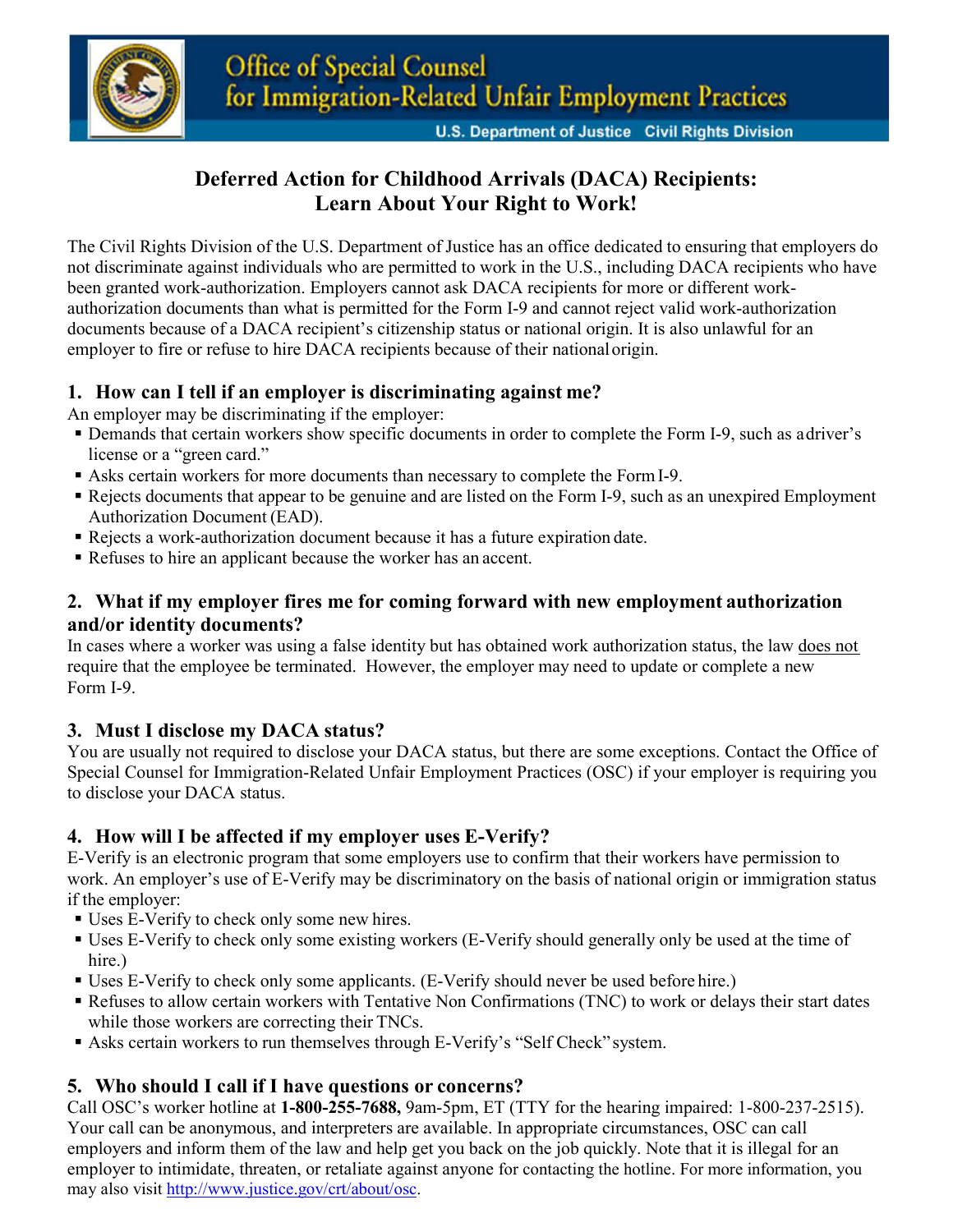Office of Special Counsel for Immigration-Related Unfair Employment Practices

U.S. Department of Justice Civil Rights Division

# Deferred Action for Childhood Arrivals (DACA) Recipients: Learn About Your Right to Work!

The Civil Rights Division of the U.S. Department of Justice has an office dedicated to ensuring that employers do not discriminate against individuals who are permitted to work in the U.S., including DACA recipients who have been granted work-authorization. Employers cannot ask DACA recipients for more or different work-authorization documents than what is permitted for the Form I-9 and cannot reject valid work-authorization documents because of a DACA recipient's citizenship status or national origin. It is also unlawful for an employer to fire or refuse to hire DACA recipients because of their national origin.

## 1. How can I tell if an employer is discriminating against me?

An employer may be discriminating if the employer:

- Demands that certain workers show specific documents in order to complete the Form I-9, such as a driver's license or a "green card."
- Asks certain workers for more documents than necessary to complete the Form I-9.
- Rejects documents that appear to be genuine and are listed on the Form I-9, such as an unexpired Employment Authorization Document (EAD).
- Rejects a work-authorization document because it has a future expiration date.
- Refuses to hire an applicant because the worker has an accent.

## 2. What if my employer fires me for coming forward with new employment authorization and/or identity documents?

In cases where a worker was using a false identity but has obtained work authorization status, the law does not require that the employee be terminated. However, the employer may need to update or complete a new Form I-9.

## 3. Must I disclose my DACA status?

You are usually not required to disclose your DACA status, but there are some exceptions. Contact the Office of Special Counsel for Immigration-Related Unfair Employment Practices (OSC) if your employer is requiring you to disclose your DACA status.

## 4. How will I be affected if my employer uses E-Verify?

E-Verify is an electronic program that some employers use to confirm that their workers have permission to work. An employer's use of E-Verify may be discriminatory on the basis of national origin or immigration status if the employer:

- Uses E-Verify to check only some new hires.
- Uses E-Verify to check only some existing workers (E-Verify should generally only be used at the time of hire.)
- Uses E-Verify to check only some applicants. (E-Verify should never be used before hire.)
- Refuses to allow certain workers with Tentative Non Confirmations (TNC) to work or delays their start dates while those workers are correcting their TNCs.
- Asks certain workers to run themselves through E-Verify's "Self Check" system.

## 5. Who should I call if I have questions or concerns?

Call OSC's worker hotline at **1-800-255-7688,** 9am-5pm, ET (TTY for the hearing impaired: 1-800-237-2515). Your call can be anonymous, and interpreters are available. In appropriate circumstances, OSC can call employers and inform them of the law and help get you back on the job quickly. Note that it is illegal for an employer to intimidate, threaten, or retaliate against anyone for contacting the hotline. For more information, you may also visit [http://www.justice.gov/crt/about/osc](http://www.justice.gov/crt/about/osc).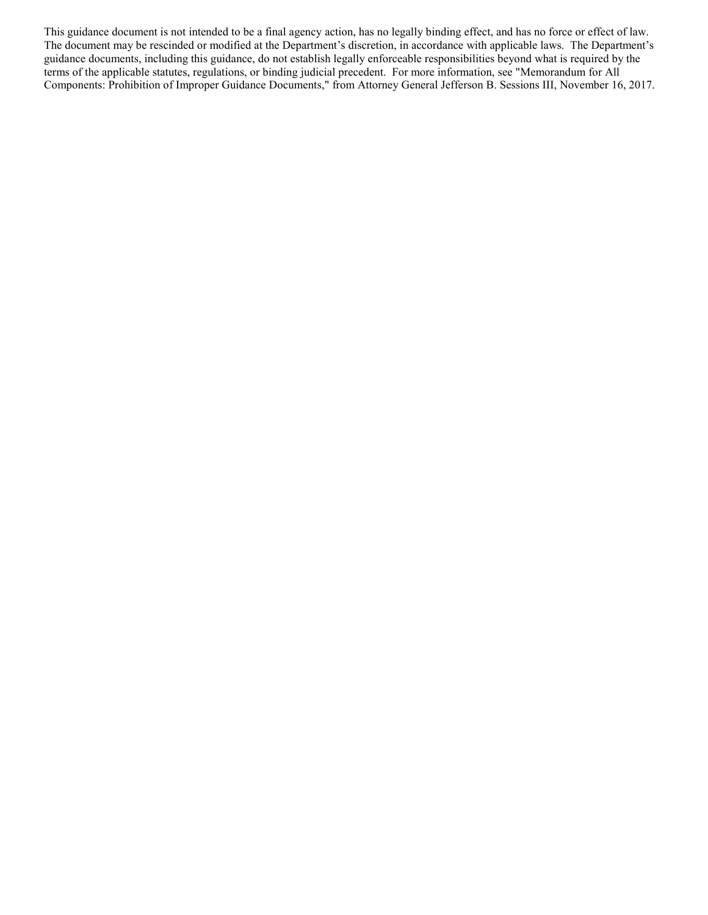This guidance document is not intended to be a final agency action, has no legally binding effect, and has no force or effect of law. The document may be rescinded or modified at the Department's discretion, in accordance with applicable laws. The Department's guidance documents, including this guidance, do not establish legally enforceable responsibilities beyond what is required by the terms of the applicable statutes, regulations, or binding judicial precedent. For more information, see "Memorandum for All Components: Prohibition of Improper Guidance Documents," from Attorney General Jefferson B. Sessions III, November 16, 2017.